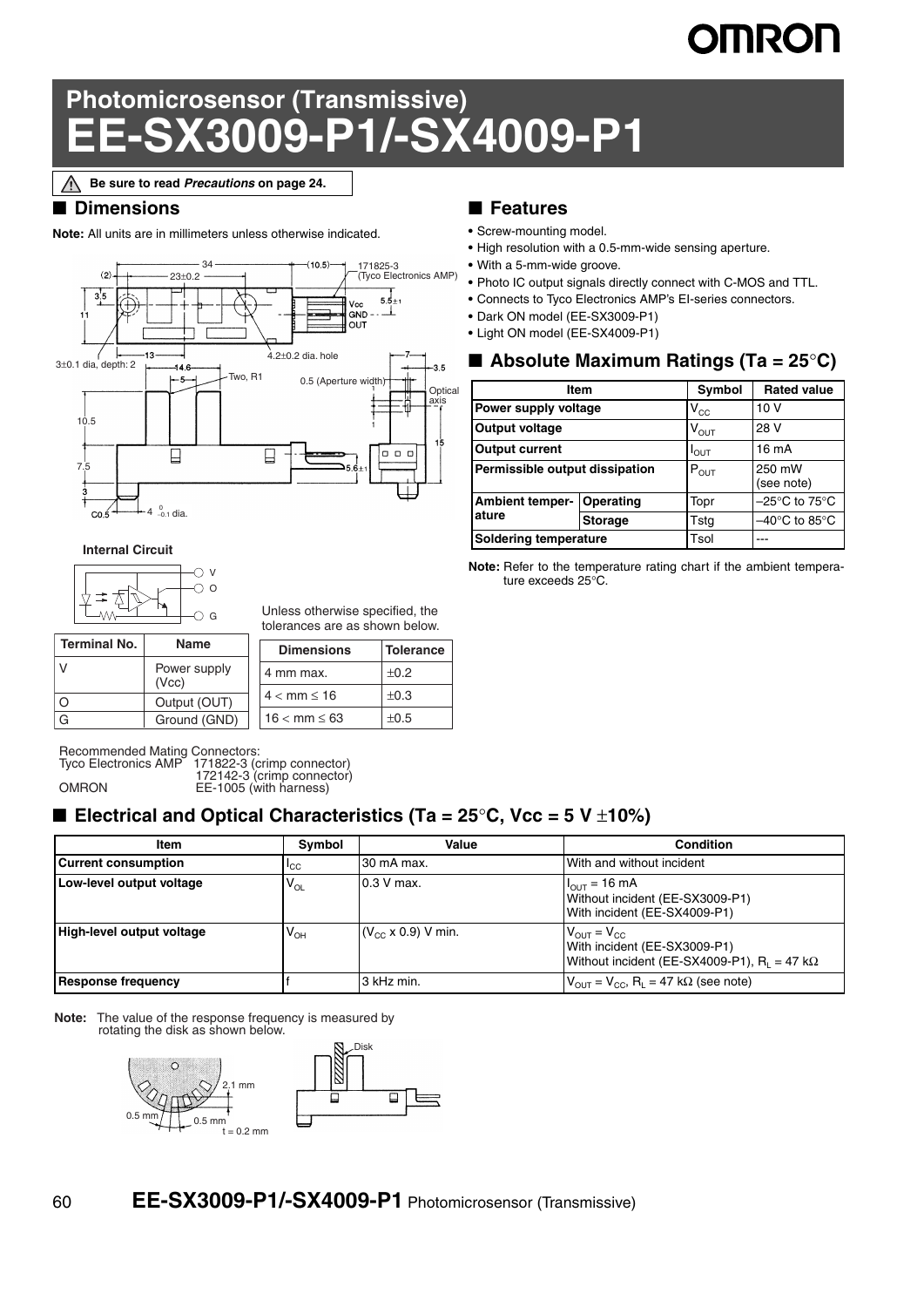# Photomicrosensor (Transmissive)
# EE-SX3009-P1/-SX4009-P1

⚠ Be sure to read *Precautions* on page 24.

## ■ Dimensions

**Note:** All units are in millimeters unless otherwise indicated.

**Internal Circuit**

| Terminal No. | Name |
|---|---|
| V | Power supply (Vcc) |
| O | Output (OUT) |
| G | Ground (GND) |

Unless otherwise specified, the tolerances are as shown below.

| Dimensions | Tolerance |
|---|---|
| 4 mm max. | ±0.2 |
| 4 < mm ≤ 16 | ±0.3 |
| 16 < mm ≤ 63 | ±0.5 |

Recommended Mating Connectors:
Tyco Electronics AMP 171822-3 (crimp connector)
172142-3 (crimp connector)
OMRON EE-1005 (with harness)

## ■ Features

- Screw-mounting model.
- High resolution with a 0.5-mm-wide sensing aperture.
- With a 5-mm-wide groove.
- Photo IC output signals directly connect with C-MOS and TTL.
- Connects to Tyco Electronics AMP's EI-series connectors.
- Dark ON model (EE-SX3009-P1)
- Light ON model (EE-SX4009-P1)

## ■ Absolute Maximum Ratings (Ta = 25°C)

| Item | | Symbol | Rated value |
|---|---|---|---|
| Power supply voltage | | $V_{CC}$ | 10 V |
| Output voltage | | $V_{OUT}$ | 28 V |
| Output current | | $I_{OUT}$ | 16 mA |
| Permissible output dissipation | | $P_{OUT}$ | 250 mW (see note) |
| Ambient temperature | Operating | Topr | –25°C to 75°C |
| | Storage | Tstg | –40°C to 85°C |
| Soldering temperature | | Tsol | --- |

**Note:** Refer to the temperature rating chart if the ambient temperature exceeds 25°C.

## ■ Electrical and Optical Characteristics (Ta = 25°C, Vcc = 5 V ±10%)

| Item | Symbol | Value | Condition |
|---|---|---|---|
| Current consumption | $I_{CC}$ | 30 mA max. | With and without incident |
| Low-level output voltage | $V_{OL}$ | 0.3 V max. | $I_{OUT}$ = 16 mA<br>Without incident (EE-SX3009-P1)<br>With incident (EE-SX4009-P1) |
| High-level output voltage | $V_{OH}$ | ($V_{CC}$ x 0.9) V min. | $V_{OUT} = V_{CC}$<br>With incident (EE-SX3009-P1)<br>Without incident (EE-SX4009-P1), $R_L$ = 47 kΩ |
| Response frequency | f | 3 kHz min. | $V_{OUT} = V_{CC}$, $R_L$ = 47 kΩ (see note) |

**Note:** The value of the response frequency is measured by rotating the disk as shown below.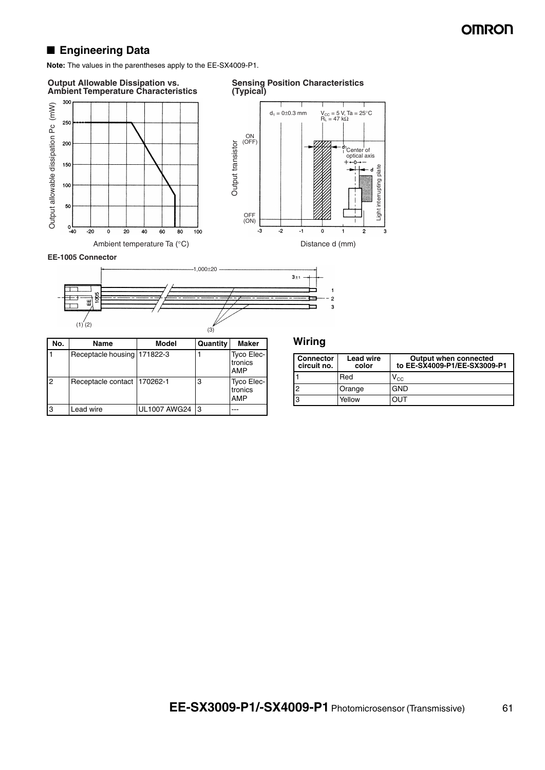## ■ Engineering Data

**Note:** The values in the parentheses apply to the EE-SX4009-P1.

**Output Allowable Dissipation vs. Ambient Temperature Characteristics**

Output allowable dissipation Pc (mW)

300
250
200
150
100
50
0
-40 -20 0 20 40 60 80 100

Ambient temperature Ta (°C)

**Sensing Position Characteristics (Typical)**

$d_1$ = 0±0.3 mm

$V_{CC}$ = 5 V, Ta = 25°C
$R_L$ = 47 kΩ

Output transistor

ON (OFF)

OFF (ON)

$d_1$ Center of optical axis

0

d

Light interrupting plate

-3 -2 -1 0 1 2 3

Distance d (mm)

**EE-1005 Connector**

1,000±20

3±1

1
2
3

EE 1005

(1) (2)

(3)

| No. | Name | Model | Quantity | Maker |
|---|---|---|---|---|
| 1 | Receptacle housing | 171822-3 | 1 | Tyco Electronics AMP |
| 2 | Receptacle contact | 170262-1 | 3 | Tyco Electronics AMP |
| 3 | Lead wire | UL1007 AWG24 | 3 | --- |

## Wiring

| Connector circuit no. | Lead wire color | Output when connected to EE-SX4009-P1/EE-SX3009-P1 |
|---|---|---|
| 1 | Red | $V_{CC}$ |
| 2 | Orange | GND |
| 3 | Yellow | OUT |